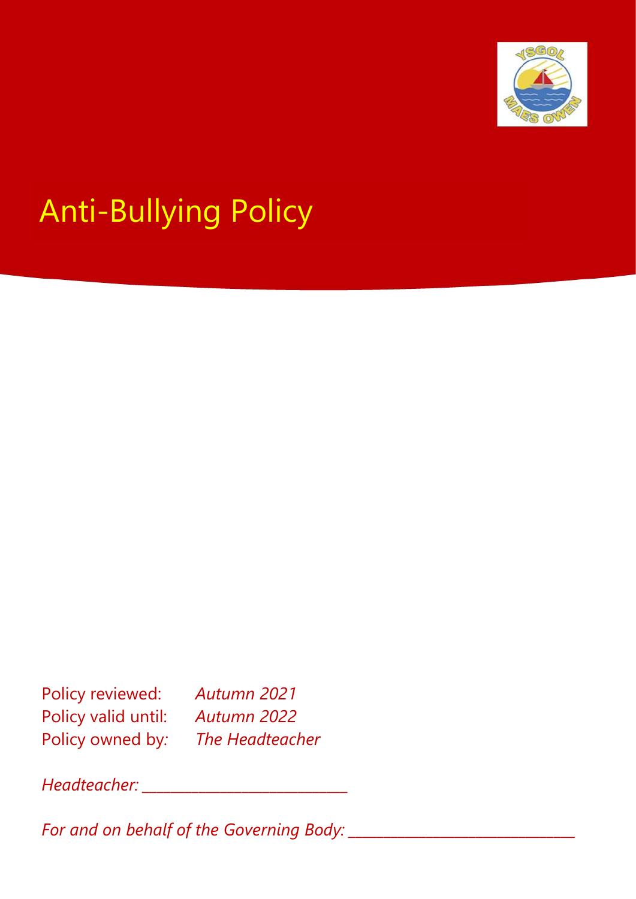# Anti-Bullying Policy

Policy reviewed: *Autumn 2021*
Policy valid until: *Autumn 2022*
Policy owned by: *The Headteacher*

*Headteacher:* ___________________________

*For and on behalf of the Governing Body:* ______________________________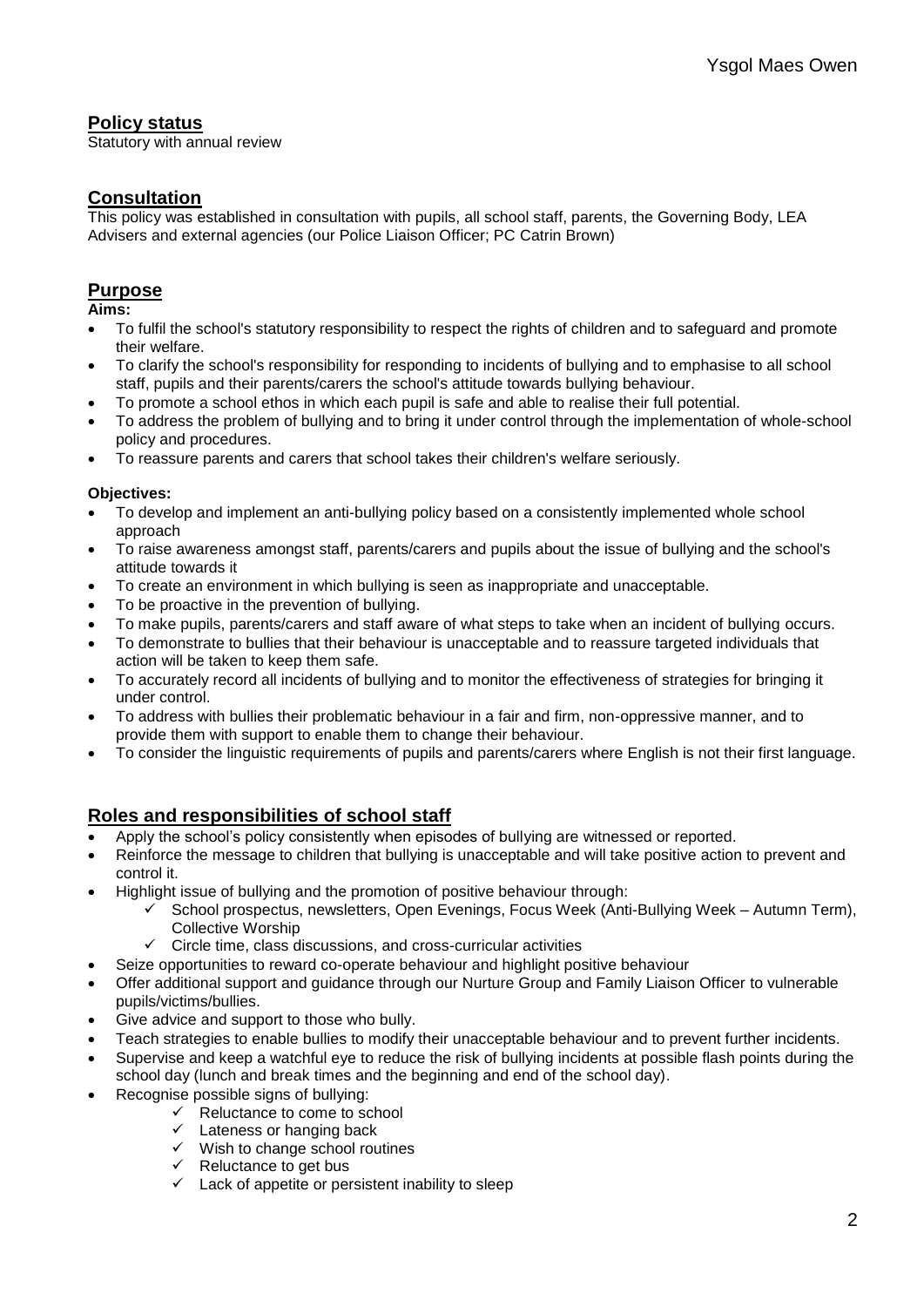## Policy status

Statutory with annual review

## Consultation

This policy was established in consultation with pupils, all school staff, parents, the Governing Body, LEA Advisers and external agencies (our Police Liaison Officer; PC Catrin Brown)

## Purpose

**Aims:**

- To fulfil the school's statutory responsibility to respect the rights of children and to safeguard and promote their welfare.
- To clarify the school's responsibility for responding to incidents of bullying and to emphasise to all school staff, pupils and their parents/carers the school's attitude towards bullying behaviour.
- To promote a school ethos in which each pupil is safe and able to realise their full potential.
- To address the problem of bullying and to bring it under control through the implementation of whole-school policy and procedures.
- To reassure parents and carers that school takes their children's welfare seriously.

**Objectives:**

- To develop and implement an anti-bullying policy based on a consistently implemented whole school approach
- To raise awareness amongst staff, parents/carers and pupils about the issue of bullying and the school's attitude towards it
- To create an environment in which bullying is seen as inappropriate and unacceptable.
- To be proactive in the prevention of bullying.
- To make pupils, parents/carers and staff aware of what steps to take when an incident of bullying occurs.
- To demonstrate to bullies that their behaviour is unacceptable and to reassure targeted individuals that action will be taken to keep them safe.
- To accurately record all incidents of bullying and to monitor the effectiveness of strategies for bringing it under control.
- To address with bullies their problematic behaviour in a fair and firm, non-oppressive manner, and to provide them with support to enable them to change their behaviour.
- To consider the linguistic requirements of pupils and parents/carers where English is not their first language.

## Roles and responsibilities of school staff

- Apply the school's policy consistently when episodes of bullying are witnessed or reported.
- Reinforce the message to children that bullying is unacceptable and will take positive action to prevent and control it.
- Highlight issue of bullying and the promotion of positive behaviour through:
  - ✓ School prospectus, newsletters, Open Evenings, Focus Week (Anti-Bullying Week – Autumn Term), Collective Worship
  - ✓ Circle time, class discussions, and cross-curricular activities
- Seize opportunities to reward co-operate behaviour and highlight positive behaviour
- Offer additional support and guidance through our Nurture Group and Family Liaison Officer to vulnerable pupils/victims/bullies.
- Give advice and support to those who bully.
- Teach strategies to enable bullies to modify their unacceptable behaviour and to prevent further incidents.
- Supervise and keep a watchful eye to reduce the risk of bullying incidents at possible flash points during the school day (lunch and break times and the beginning and end of the school day).
- Recognise possible signs of bullying:
  - ✓ Reluctance to come to school
  - ✓ Lateness or hanging back
  - ✓ Wish to change school routines
  - ✓ Reluctance to get bus
  - ✓ Lack of appetite or persistent inability to sleep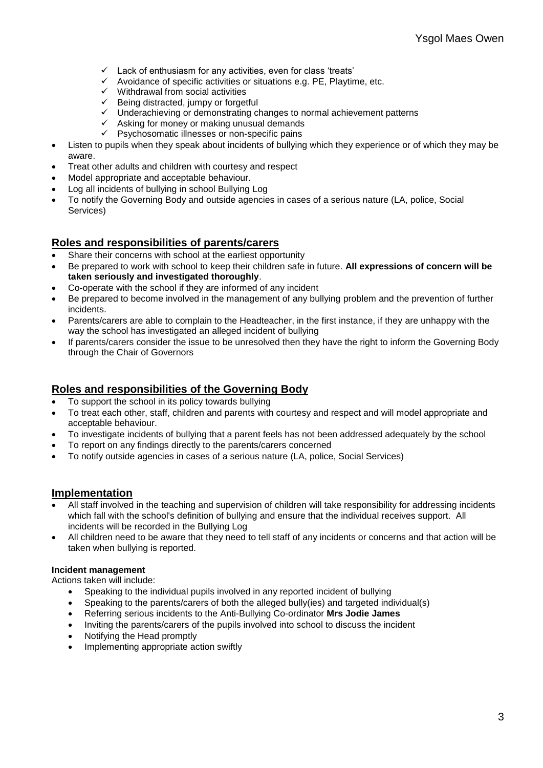- Lack of enthusiasm for any activities, even for class 'treats'
  - Avoidance of specific activities or situations e.g. PE, Playtime, etc.
  - Withdrawal from social activities
  - Being distracted, jumpy or forgetful
  - Underachieving or demonstrating changes to normal achievement patterns
  - Asking for money or making unusual demands
  - Psychosomatic illnesses or non-specific pains
- Listen to pupils when they speak about incidents of bullying which they experience or of which they may be aware.
- Treat other adults and children with courtesy and respect
- Model appropriate and acceptable behaviour.
- Log all incidents of bullying in school Bullying Log
- To notify the Governing Body and outside agencies in cases of a serious nature (LA, police, Social Services)

## Roles and responsibilities of parents/carers

- Share their concerns with school at the earliest opportunity
- Be prepared to work with school to keep their children safe in future. **All expressions of concern will be taken seriously and investigated thoroughly**.
- Co-operate with the school if they are informed of any incident
- Be prepared to become involved in the management of any bullying problem and the prevention of further incidents.
- Parents/carers are able to complain to the Headteacher, in the first instance, if they are unhappy with the way the school has investigated an alleged incident of bullying
- If parents/carers consider the issue to be unresolved then they have the right to inform the Governing Body through the Chair of Governors

## Roles and responsibilities of the Governing Body

- To support the school in its policy towards bullying
- To treat each other, staff, children and parents with courtesy and respect and will model appropriate and acceptable behaviour.
- To investigate incidents of bullying that a parent feels has not been addressed adequately by the school
- To report on any findings directly to the parents/carers concerned
- To notify outside agencies in cases of a serious nature (LA, police, Social Services)

## Implementation

- All staff involved in the teaching and supervision of children will take responsibility for addressing incidents which fall with the school's definition of bullying and ensure that the individual receives support. All incidents will be recorded in the Bullying Log
- All children need to be aware that they need to tell staff of any incidents or concerns and that action will be taken when bullying is reported.

**Incident management**

Actions taken will include:

- Speaking to the individual pupils involved in any reported incident of bullying
- Speaking to the parents/carers of both the alleged bully(ies) and targeted individual(s)
- Referring serious incidents to the Anti-Bullying Co-ordinator **Mrs Jodie James**
- Inviting the parents/carers of the pupils involved into school to discuss the incident
- Notifying the Head promptly
- Implementing appropriate action swiftly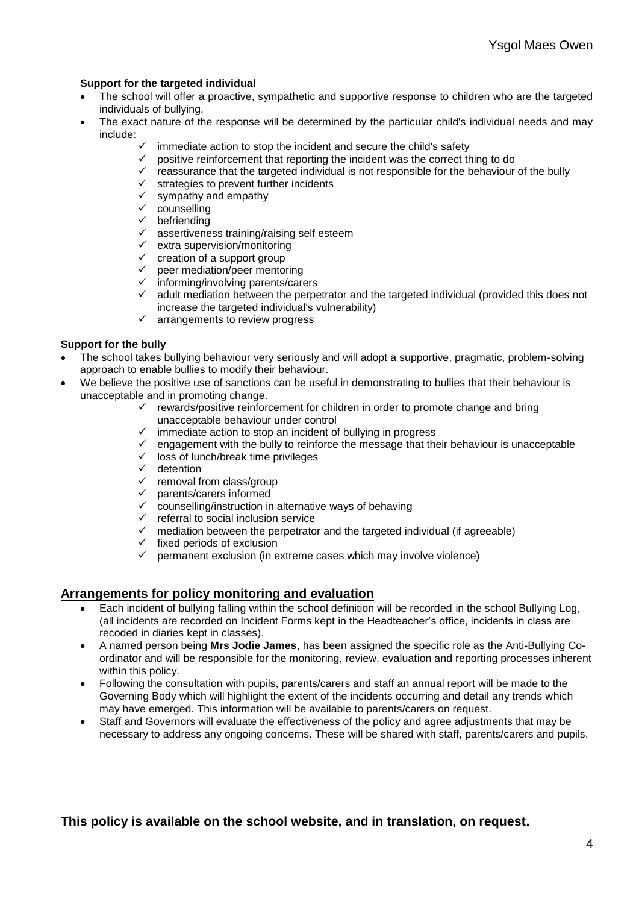**Support for the targeted individual**

- The school will offer a proactive, sympathetic and supportive response to children who are the targeted individuals of bullying.
- The exact nature of the response will be determined by the particular child's individual needs and may include:
  - ✓ immediate action to stop the incident and secure the child's safety
  - ✓ positive reinforcement that reporting the incident was the correct thing to do
  - ✓ reassurance that the targeted individual is not responsible for the behaviour of the bully
  - ✓ strategies to prevent further incidents
  - ✓ sympathy and empathy
  - ✓ counselling
  - ✓ befriending
  - ✓ assertiveness training/raising self esteem
  - ✓ extra supervision/monitoring
  - ✓ creation of a support group
  - ✓ peer mediation/peer mentoring
  - ✓ informing/involving parents/carers
  - ✓ adult mediation between the perpetrator and the targeted individual (provided this does not increase the targeted individual's vulnerability)
  - ✓ arrangements to review progress

**Support for the bully**

- The school takes bullying behaviour very seriously and will adopt a supportive, pragmatic, problem-solving approach to enable bullies to modify their behaviour.
- We believe the positive use of sanctions can be useful in demonstrating to bullies that their behaviour is unacceptable and in promoting change.
  - ✓ rewards/positive reinforcement for children in order to promote change and bring unacceptable behaviour under control
  - ✓ immediate action to stop an incident of bullying in progress
  - ✓ engagement with the bully to reinforce the message that their behaviour is unacceptable
  - ✓ loss of lunch/break time privileges
  - ✓ detention
  - ✓ removal from class/group
  - ✓ parents/carers informed
  - ✓ counselling/instruction in alternative ways of behaving
  - ✓ referral to social inclusion service
  - ✓ mediation between the perpetrator and the targeted individual (if agreeable)
  - ✓ fixed periods of exclusion
  - ✓ permanent exclusion (in extreme cases which may involve violence)

## Arrangements for policy monitoring and evaluation

- Each incident of bullying falling within the school definition will be recorded in the school Bullying Log, (all incidents are recorded on Incident Forms kept in the Headteacher's office, incidents in class are recoded in diaries kept in classes).
- A named person being **Mrs Jodie James**, has been assigned the specific role as the Anti-Bullying Co-ordinator and will be responsible for the monitoring, review, evaluation and reporting processes inherent within this policy.
- Following the consultation with pupils, parents/carers and staff an annual report will be made to the Governing Body which will highlight the extent of the incidents occurring and detail any trends which may have emerged. This information will be available to parents/carers on request.
- Staff and Governors will evaluate the effectiveness of the policy and agree adjustments that may be necessary to address any ongoing concerns. These will be shared with staff, parents/carers and pupils.

**This policy is available on the school website, and in translation, on request.**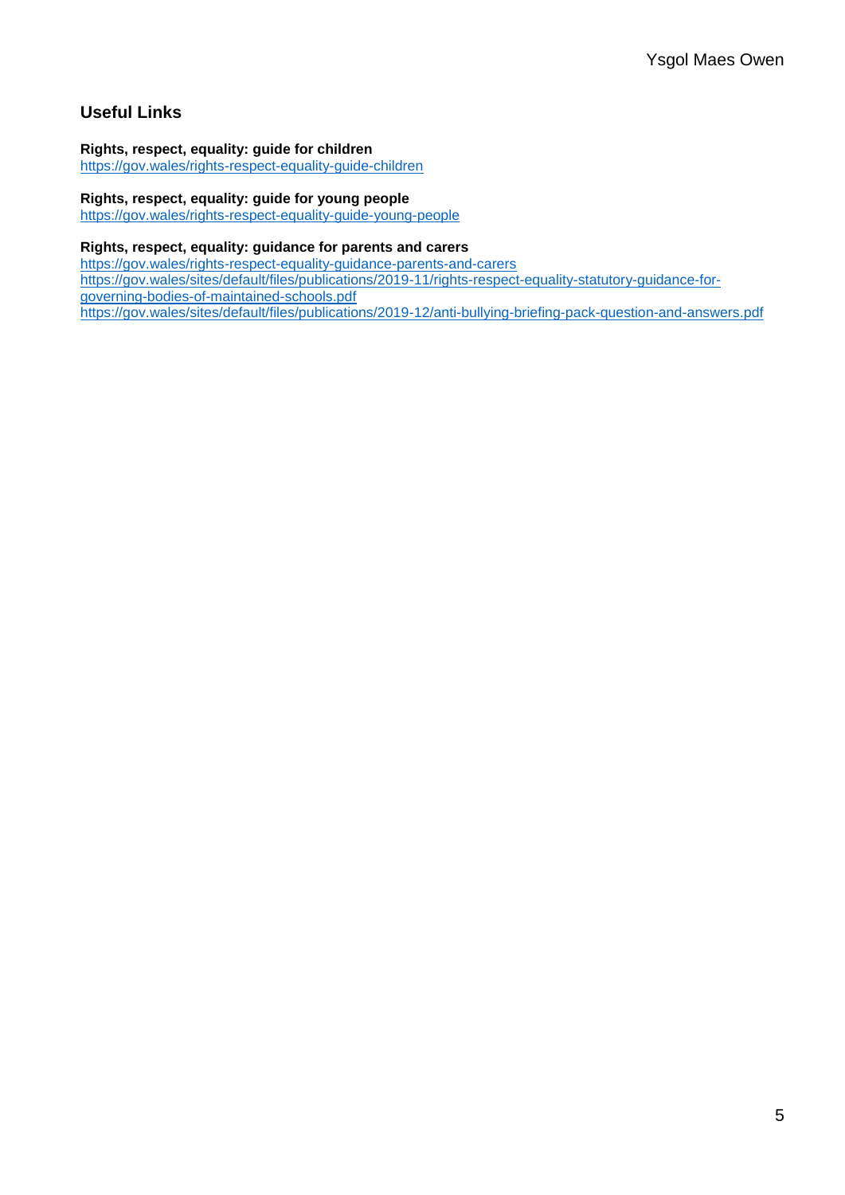## Useful Links

**Rights, respect, equality: guide for children**
https://gov.wales/rights-respect-equality-guide-children

**Rights, respect, equality: guide for young people**
https://gov.wales/rights-respect-equality-guide-young-people

**Rights, respect, equality: guidance for parents and carers**
https://gov.wales/rights-respect-equality-guidance-parents-and-carers
https://gov.wales/sites/default/files/publications/2019-11/rights-respect-equality-statutory-guidance-for-governing-bodies-of-maintained-schools.pdf
https://gov.wales/sites/default/files/publications/2019-12/anti-bullying-briefing-pack-question-and-answers.pdf